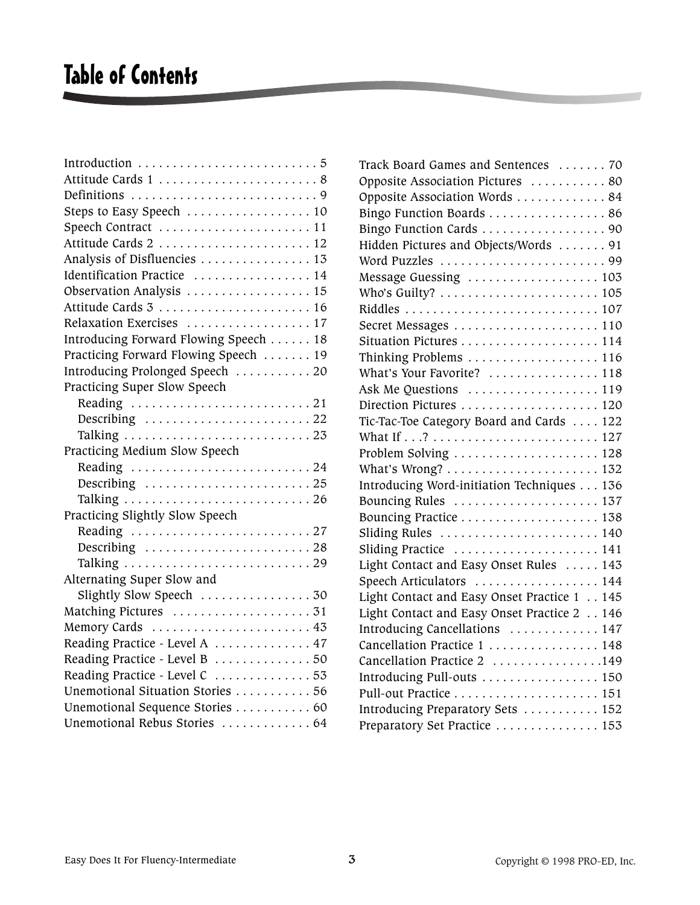# Table of Contents

| | |
|---|---|
| Introduction | 5 |
| Attitude Cards 1 | 8 |
| Definitions | 9 |
| Steps to Easy Speech | 10 |
| Speech Contract | 11 |
| Attitude Cards 2 | 12 |
| Analysis of Disfluencies | 13 |
| Identification Practice | 14 |
| Observation Analysis | 15 |
| Attitude Cards 3 | 16 |
| Relaxation Exercises | 17 |
| Introducing Forward Flowing Speech | 18 |
| Practicing Forward Flowing Speech | 19 |
| Introducing Prolonged Speech | 20 |
| Practicing Super Slow Speech | |
| Reading | 21 |
| Describing | 22 |
| Talking | 23 |
| Practicing Medium Slow Speech | |
| Reading | 24 |
| Describing | 25 |
| Talking | 26 |
| Practicing Slightly Slow Speech | |
| Reading | 27 |
| Describing | 28 |
| Talking | 29 |
| Alternating Super Slow and Slightly Slow Speech | 30 |
| Matching Pictures | 31 |
| Memory Cards | 43 |
| Reading Practice - Level A | 47 |
| Reading Practice - Level B | 50 |
| Reading Practice - Level C | 53 |
| Unemotional Situation Stories | 56 |
| Unemotional Sequence Stories | 60 |
| Unemotional Rebus Stories | 64 |
| Track Board Games and Sentences | 70 |
| Opposite Association Pictures | 80 |
| Opposite Association Words | 84 |
| Bingo Function Boards | 86 |
| Bingo Function Cards | 90 |
| Hidden Pictures and Objects/Words | 91 |
| Word Puzzles | 99 |
| Message Guessing | 103 |
| Who's Guilty? | 105 |
| Riddles | 107 |
| Secret Messages | 110 |
| Situation Pictures | 114 |
| Thinking Problems | 116 |
| What's Your Favorite? | 118 |
| Ask Me Questions | 119 |
| Direction Pictures | 120 |
| Tic-Tac-Toe Category Board and Cards | 122 |
| What If . . .? | 127 |
| Problem Solving | 128 |
| What's Wrong? | 132 |
| Introducing Word-initiation Techniques | 136 |
| Bouncing Rules | 137 |
| Bouncing Practice | 138 |
| Sliding Rules | 140 |
| Sliding Practice | 141 |
| Light Contact and Easy Onset Rules | 143 |
| Speech Articulators | 144 |
| Light Contact and Easy Onset Practice 1 | 145 |
| Light Contact and Easy Onset Practice 2 | 146 |
| Introducing Cancellations | 147 |
| Cancellation Practice 1 | 148 |
| Cancellation Practice 2 | 149 |
| Introducing Pull-outs | 150 |
| Pull-out Practice | 151 |
| Introducing Preparatory Sets | 152 |
| Preparatory Set Practice | 153 |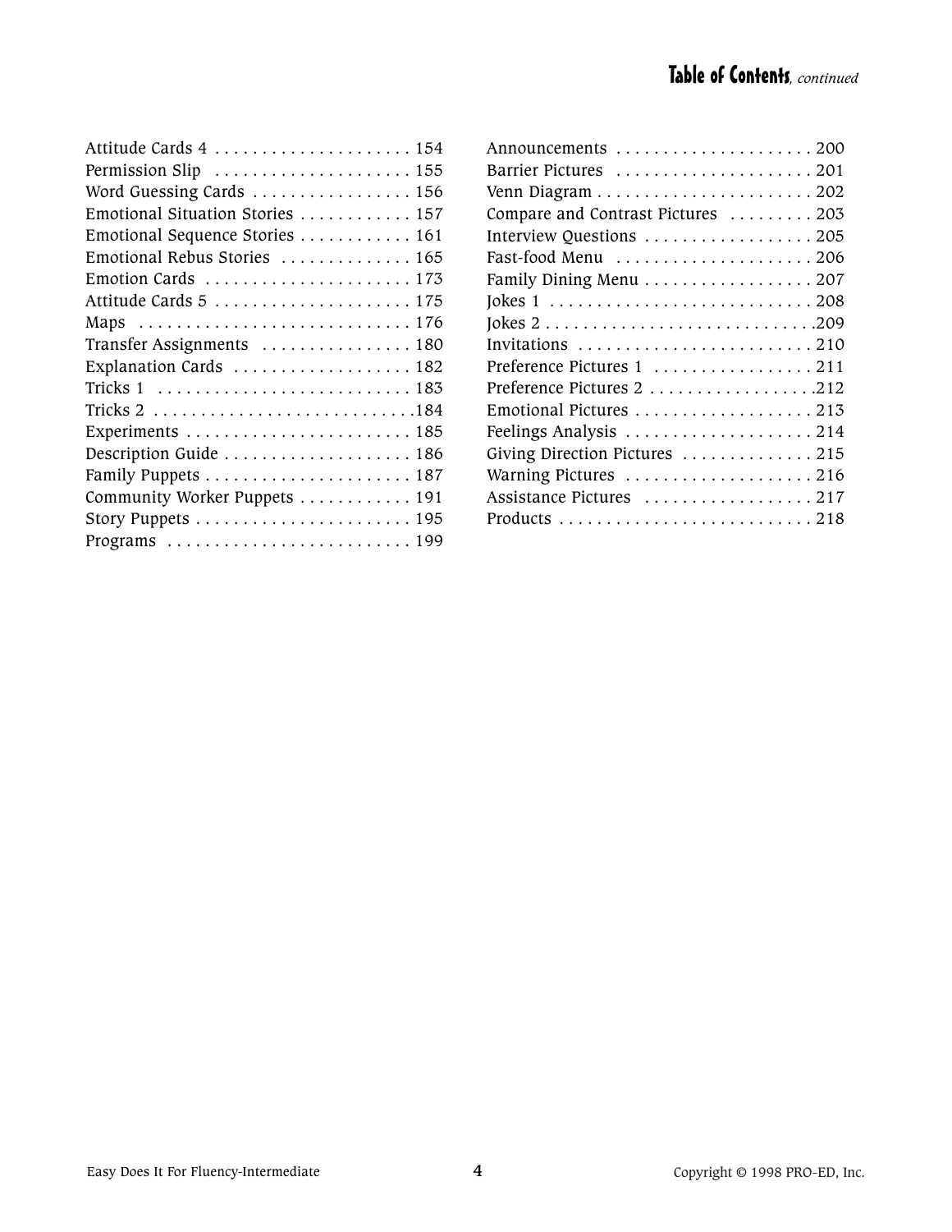## Table of Contents, *continued*

Attitude Cards 4 . . . . . . . . . . . . . . . . . . . . . 154
Permission Slip . . . . . . . . . . . . . . . . . . . . . 155
Word Guessing Cards . . . . . . . . . . . . . . . . . 156
Emotional Situation Stories . . . . . . . . . . . . 157
Emotional Sequence Stories . . . . . . . . . . . . 161
Emotional Rebus Stories . . . . . . . . . . . . . . 165
Emotion Cards . . . . . . . . . . . . . . . . . . . . . . 173
Attitude Cards 5 . . . . . . . . . . . . . . . . . . . . . 175
Maps . . . . . . . . . . . . . . . . . . . . . . . . . . . . . 176
Transfer Assignments . . . . . . . . . . . . . . . . 180
Explanation Cards . . . . . . . . . . . . . . . . . . . 182
Tricks 1 . . . . . . . . . . . . . . . . . . . . . . . . . . . 183
Tricks 2 . . . . . . . . . . . . . . . . . . . . . . . . . . . .184
Experiments . . . . . . . . . . . . . . . . . . . . . . . . 185
Description Guide . . . . . . . . . . . . . . . . . . . . 186
Family Puppets . . . . . . . . . . . . . . . . . . . . . . 187
Community Worker Puppets . . . . . . . . . . . . 191
Story Puppets . . . . . . . . . . . . . . . . . . . . . . . 195
Programs . . . . . . . . . . . . . . . . . . . . . . . . . . 199
Announcements . . . . . . . . . . . . . . . . . . . . . 200
Barrier Pictures . . . . . . . . . . . . . . . . . . . . . 201
Venn Diagram . . . . . . . . . . . . . . . . . . . . . . . 202
Compare and Contrast Pictures . . . . . . . . . 203
Interview Questions . . . . . . . . . . . . . . . . . . 205
Fast-food Menu . . . . . . . . . . . . . . . . . . . . . 206
Family Dining Menu . . . . . . . . . . . . . . . . . . 207
Jokes 1 . . . . . . . . . . . . . . . . . . . . . . . . . . . . 208
Jokes 2 . . . . . . . . . . . . . . . . . . . . . . . . . . . . .209
Invitations . . . . . . . . . . . . . . . . . . . . . . . . . 210
Preference Pictures 1 . . . . . . . . . . . . . . . . . 211
Preference Pictures 2 . . . . . . . . . . . . . . . . . .212
Emotional Pictures . . . . . . . . . . . . . . . . . . . 213
Feelings Analysis . . . . . . . . . . . . . . . . . . . . 214
Giving Direction Pictures . . . . . . . . . . . . . . 215
Warning Pictures . . . . . . . . . . . . . . . . . . . . 216
Assistance Pictures . . . . . . . . . . . . . . . . . . 217
Products . . . . . . . . . . . . . . . . . . . . . . . . . . . 218